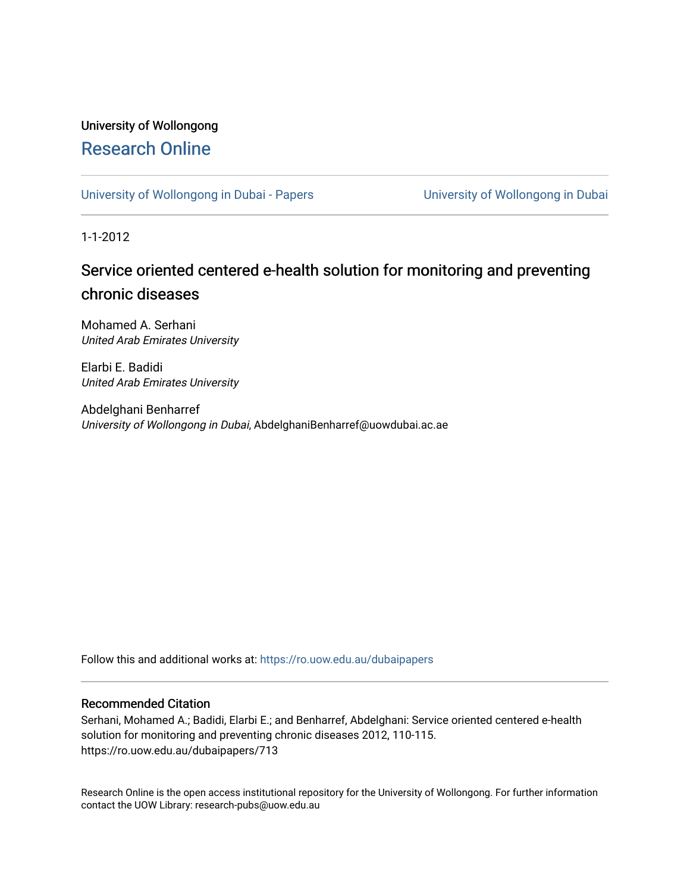University of Wollongong

# Research Online

University of Wollongong in Dubai - Papers | University of Wollongong in Dubai

1-1-2012

## Service oriented centered e-health solution for monitoring and preventing chronic diseases

Mohamed A. Serhani
*United Arab Emirates University*

Elarbi E. Badidi
*United Arab Emirates University*

Abdelghani Benharref
*University of Wollongong in Dubai*, AbdelghaniBenharref@uowdubai.ac.ae

Follow this and additional works at: https://ro.uow.edu.au/dubaipapers

### Recommended Citation

Serhani, Mohamed A.; Badidi, Elarbi E.; and Benharref, Abdelghani: Service oriented centered e-health solution for monitoring and preventing chronic diseases 2012, 110-115.
https://ro.uow.edu.au/dubaipapers/713

Research Online is the open access institutional repository for the University of Wollongong. For further information contact the UOW Library: research-pubs@uow.edu.au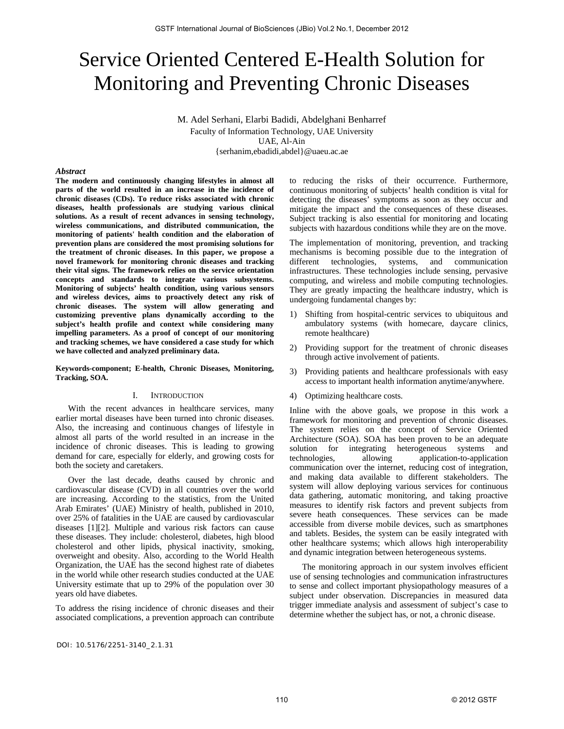# Service Oriented Centered E-Health Solution for Monitoring and Preventing Chronic Diseases

M. Adel Serhani, Elarbi Badidi, Abdelghani Benharref
Faculty of Information Technology, UAE University
UAE, Al-Ain
{serhanim,ebadidi,abdel}@uaeu.ac.ae

***Abstract***

**The modern and continuously changing lifestyles in almost all parts of the world resulted in an increase in the incidence of chronic diseases (CDs). To reduce risks associated with chronic diseases, health professionals are studying various clinical solutions. As a result of recent advances in sensing technology, wireless communications, and distributed communication, the monitoring of patients' health condition and the elaboration of prevention plans are considered the most promising solutions for the treatment of chronic diseases. In this paper, we propose a novel framework for monitoring chronic diseases and tracking their vital signs. The framework relies on the service orientation concepts and standards to integrate various subsystems. Monitoring of subjects' health condition, using various sensors and wireless devices, aims to proactively detect any risk of chronic diseases. The system will allow generating and customizing preventive plans dynamically according to the subject's health profile and context while considering many impelling parameters. As a proof of concept of our monitoring and tracking schemes, we have considered a case study for which we have collected and analyzed preliminary data.**

**Keywords-component; E-health, Chronic Diseases, Monitoring, Tracking, SOA.**

## I. Introduction

With the recent advances in healthcare services, many earlier mortal diseases have been turned into chronic diseases. Also, the increasing and continuous changes of lifestyle in almost all parts of the world resulted in an increase in the incidence of chronic diseases. This is leading to growing demand for care, especially for elderly, and growing costs for both the society and caretakers.

Over the last decade, deaths caused by chronic and cardiovascular disease (CVD) in all countries over the world are increasing. According to the statistics, from the United Arab Emirates' (UAE) Ministry of health, published in 2010, over 25% of fatalities in the UAE are caused by cardiovascular diseases [1][2]. Multiple and various risk factors can cause these diseases. They include: cholesterol, diabetes, high blood cholesterol and other lipids, physical inactivity, smoking, overweight and obesity. Also, according to the World Health Organization, the UAE has the second highest rate of diabetes in the world while other research studies conducted at the UAE University estimate that up to 29% of the population over 30 years old have diabetes.

To address the rising incidence of chronic diseases and their associated complications, a prevention approach can contribute to reducing the risks of their occurrence. Furthermore, continuous monitoring of subjects' health condition is vital for detecting the diseases' symptoms as soon as they occur and mitigate the impact and the consequences of these diseases. Subject tracking is also essential for monitoring and locating subjects with hazardous conditions while they are on the move.

The implementation of monitoring, prevention, and tracking mechanisms is becoming possible due to the integration of different technologies, systems, and communication infrastructures. These technologies include sensing, pervasive computing, and wireless and mobile computing technologies. They are greatly impacting the healthcare industry, which is undergoing fundamental changes by:

1) Shifting from hospital-centric services to ubiquitous and ambulatory systems (with homecare, daycare clinics, remote healthcare)
2) Providing support for the treatment of chronic diseases through active involvement of patients.
3) Providing patients and healthcare professionals with easy access to important health information anytime/anywhere.
4) Optimizing healthcare costs.

Inline with the above goals, we propose in this work a framework for monitoring and prevention of chronic diseases. The system relies on the concept of Service Oriented Architecture (SOA). SOA has been proven to be an adequate solution for integrating heterogeneous systems and technologies, allowing application-to-application communication over the internet, reducing cost of integration, and making data available to different stakeholders. The system will allow deploying various services for continuous data gathering, automatic monitoring, and taking proactive measures to identify risk factors and prevent subjects from severe heath consequences. These services can be made accessible from diverse mobile devices, such as smartphones and tablets. Besides, the system can be easily integrated with other healthcare systems; which allows high interoperability and dynamic integration between heterogeneous systems.

The monitoring approach in our system involves efficient use of sensing technologies and communication infrastructures to sense and collect important physiopathology measures of a subject under observation. Discrepancies in measured data trigger immediate analysis and assessment of subject's case to determine whether the subject has, or not, a chronic disease.

DOI: 10.5176/2251-3140_2.1.31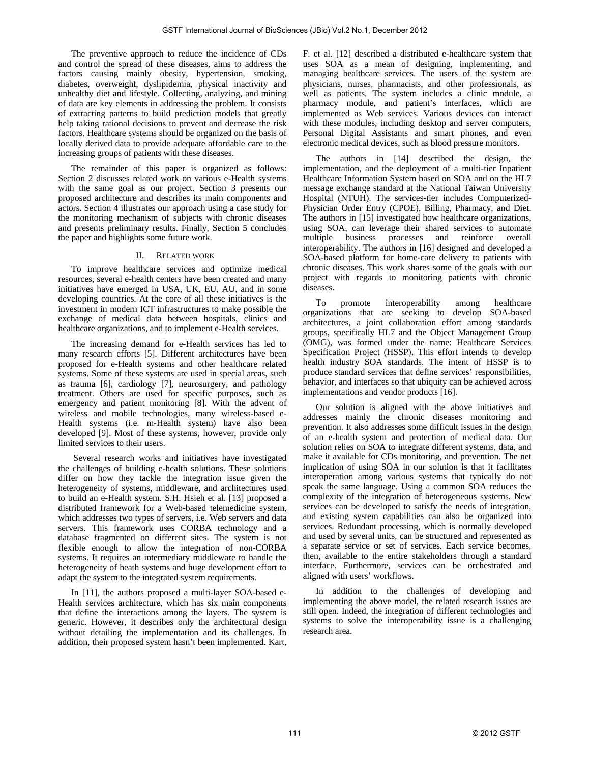The preventive approach to reduce the incidence of CDs and control the spread of these diseases, aims to address the factors causing mainly obesity, hypertension, smoking, diabetes, overweight, dyslipidemia, physical inactivity and unhealthy diet and lifestyle. Collecting, analyzing, and mining of data are key elements in addressing the problem. It consists of extracting patterns to build prediction models that greatly help taking rational decisions to prevent and decrease the risk factors. Healthcare systems should be organized on the basis of locally derived data to provide adequate affordable care to the increasing groups of patients with these diseases.

The remainder of this paper is organized as follows: Section 2 discusses related work on various e-Health systems with the same goal as our project. Section 3 presents our proposed architecture and describes its main components and actors. Section 4 illustrates our approach using a case study for the monitoring mechanism of subjects with chronic diseases and presents preliminary results. Finally, Section 5 concludes the paper and highlights some future work.

## II. Related work

To improve healthcare services and optimize medical resources, several e-health centers have been created and many initiatives have emerged in USA, UK, EU, AU, and in some developing countries. At the core of all these initiatives is the investment in modern ICT infrastructures to make possible the exchange of medical data between hospitals, clinics and healthcare organizations, and to implement e-Health services.

The increasing demand for e-Health services has led to many research efforts [5]. Different architectures have been proposed for e-Health systems and other healthcare related systems. Some of these systems are used in special areas, such as trauma [6], cardiology [7], neurosurgery, and pathology treatment. Others are used for specific purposes, such as emergency and patient monitoring [8]. With the advent of wireless and mobile technologies, many wireless-based e-Health systems (i.e. m-Health system) have also been developed [9]. Most of these systems, however, provide only limited services to their users.

Several research works and initiatives have investigated the challenges of building e-health solutions. These solutions differ on how they tackle the integration issue given the heterogeneity of systems, middleware, and architectures used to build an e-Health system. S.H. Hsieh et al. [13] proposed a distributed framework for a Web-based telemedicine system, which addresses two types of servers, i.e. Web servers and data servers. This framework uses CORBA technology and a database fragmented on different sites. The system is not flexible enough to allow the integration of non-CORBA systems. It requires an intermediary middleware to handle the heterogeneity of heath systems and huge development effort to adapt the system to the integrated system requirements.

In [11], the authors proposed a multi-layer SOA-based e-Health services architecture, which has six main components that define the interactions among the layers. The system is generic. However, it describes only the architectural design without detailing the implementation and its challenges. In addition, their proposed system hasn't been implemented. Kart, F. et al. [12] described a distributed e-healthcare system that uses SOA as a mean of designing, implementing, and managing healthcare services. The users of the system are physicians, nurses, pharmacists, and other professionals, as well as patients. The system includes a clinic module, a pharmacy module, and patient's interfaces, which are implemented as Web services. Various devices can interact with these modules, including desktop and server computers, Personal Digital Assistants and smart phones, and even electronic medical devices, such as blood pressure monitors.

The authors in [14] described the design, the implementation, and the deployment of a multi-tier Inpatient Healthcare Information System based on SOA and on the HL7 message exchange standard at the National Taiwan University Hospital (NTUH). The services-tier includes Computerized-Physician Order Entry (CPOE), Billing, Pharmacy, and Diet. The authors in [15] investigated how healthcare organizations, using SOA, can leverage their shared services to automate multiple business processes and reinforce overall interoperability. The authors in [16] designed and developed a SOA-based platform for home-care delivery to patients with chronic diseases. This work shares some of the goals with our project with regards to monitoring patients with chronic diseases.

To promote interoperability among healthcare organizations that are seeking to develop SOA-based architectures, a joint collaboration effort among standards groups, specifically HL7 and the Object Management Group (OMG), was formed under the name: Healthcare Services Specification Project (HSSP). This effort intends to develop health industry SOA standards. The intent of HSSP is to produce standard services that define services' responsibilities, behavior, and interfaces so that ubiquity can be achieved across implementations and vendor products [16].

Our solution is aligned with the above initiatives and addresses mainly the chronic diseases monitoring and prevention. It also addresses some difficult issues in the design of an e-health system and protection of medical data. Our solution relies on SOA to integrate different systems, data, and make it available for CDs monitoring, and prevention. The net implication of using SOA in our solution is that it facilitates interoperation among various systems that typically do not speak the same language. Using a common SOA reduces the complexity of the integration of heterogeneous systems. New services can be developed to satisfy the needs of integration, and existing system capabilities can also be organized into services. Redundant processing, which is normally developed and used by several units, can be structured and represented as a separate service or set of services. Each service becomes, then, available to the entire stakeholders through a standard interface. Furthermore, services can be orchestrated and aligned with users' workflows.

In addition to the challenges of developing and implementing the above model, the related research issues are still open. Indeed, the integration of different technologies and systems to solve the interoperability issue is a challenging research area.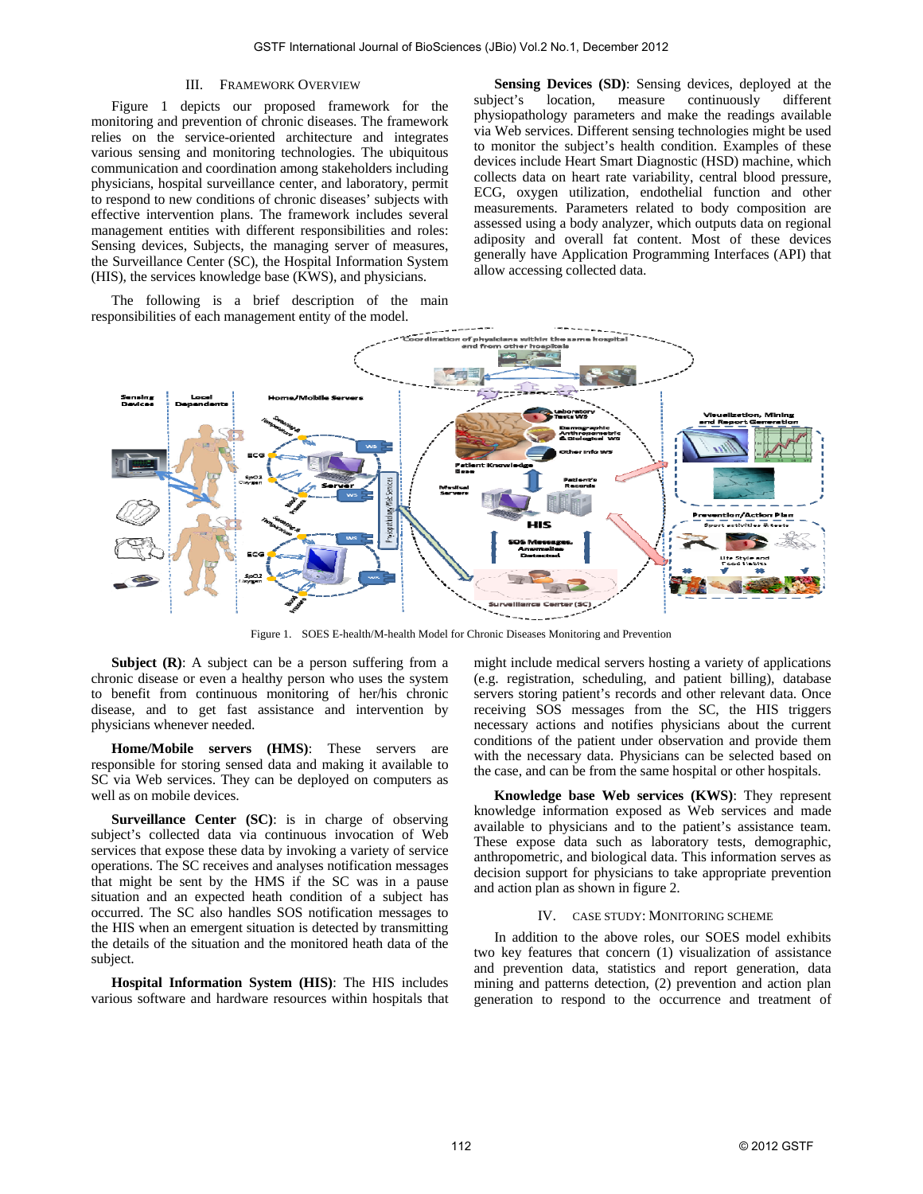## III. FRAMEWORK OVERVIEW

Figure 1 depicts our proposed framework for the monitoring and prevention of chronic diseases. The framework relies on the service-oriented architecture and integrates various sensing and monitoring technologies. The ubiquitous communication and coordination among stakeholders including physicians, hospital surveillance center, and laboratory, permit to respond to new conditions of chronic diseases' subjects with effective intervention plans. The framework includes several management entities with different responsibilities and roles: Sensing devices, Subjects, the managing server of measures, the Surveillance Center (SC), the Hospital Information System (HIS), the services knowledge base (KWS), and physicians.

The following is a brief description of the main responsibilities of each management entity of the model.

**Sensing Devices (SD)**: Sensing devices, deployed at the subject's location, measure continuously different physiopathology parameters and make the readings available via Web services. Different sensing technologies might be used to monitor the subject's health condition. Examples of these devices include Heart Smart Diagnostic (HSD) machine, which collects data on heart rate variability, central blood pressure, ECG, oxygen utilization, endothelial function and other measurements. Parameters related to body composition are assessed using a body analyzer, which outputs data on regional adiposity and overall fat content. Most of these devices generally have Application Programming Interfaces (API) that allow accessing collected data.

Figure 1. SOES E-health/M-health Model for Chronic Diseases Monitoring and Prevention

**Subject (R)**: A subject can be a person suffering from a chronic disease or even a healthy person who uses the system to benefit from continuous monitoring of her/his chronic disease, and to get fast assistance and intervention by physicians whenever needed.

**Home/Mobile servers (HMS)**: These servers are responsible for storing sensed data and making it available to SC via Web services. They can be deployed on computers as well as on mobile devices.

**Surveillance Center (SC)**: is in charge of observing subject's collected data via continuous invocation of Web services that expose these data by invoking a variety of service operations. The SC receives and analyses notification messages that might be sent by the HMS if the SC was in a pause situation and an expected heath condition of a subject has occurred. The SC also handles SOS notification messages to the HIS when an emergent situation is detected by transmitting the details of the situation and the monitored heath data of the subject.

**Hospital Information System (HIS)**: The HIS includes various software and hardware resources within hospitals that might include medical servers hosting a variety of applications (e.g. registration, scheduling, and patient billing), database servers storing patient's records and other relevant data. Once receiving SOS messages from the SC, the HIS triggers necessary actions and notifies physicians about the current conditions of the patient under observation and provide them with the necessary data. Physicians can be selected based on the case, and can be from the same hospital or other hospitals.

**Knowledge base Web services (KWS)**: They represent knowledge information exposed as Web services and made available to physicians and to the patient's assistance team. These expose data such as laboratory tests, demographic, anthropometric, and biological data. This information serves as decision support for physicians to take appropriate prevention and action plan as shown in figure 2.

## IV. CASE STUDY: MONITORING SCHEME

In addition to the above roles, our SOES model exhibits two key features that concern (1) visualization of assistance and prevention data, statistics and report generation, data mining and patterns detection, (2) prevention and action plan generation to respond to the occurrence and treatment of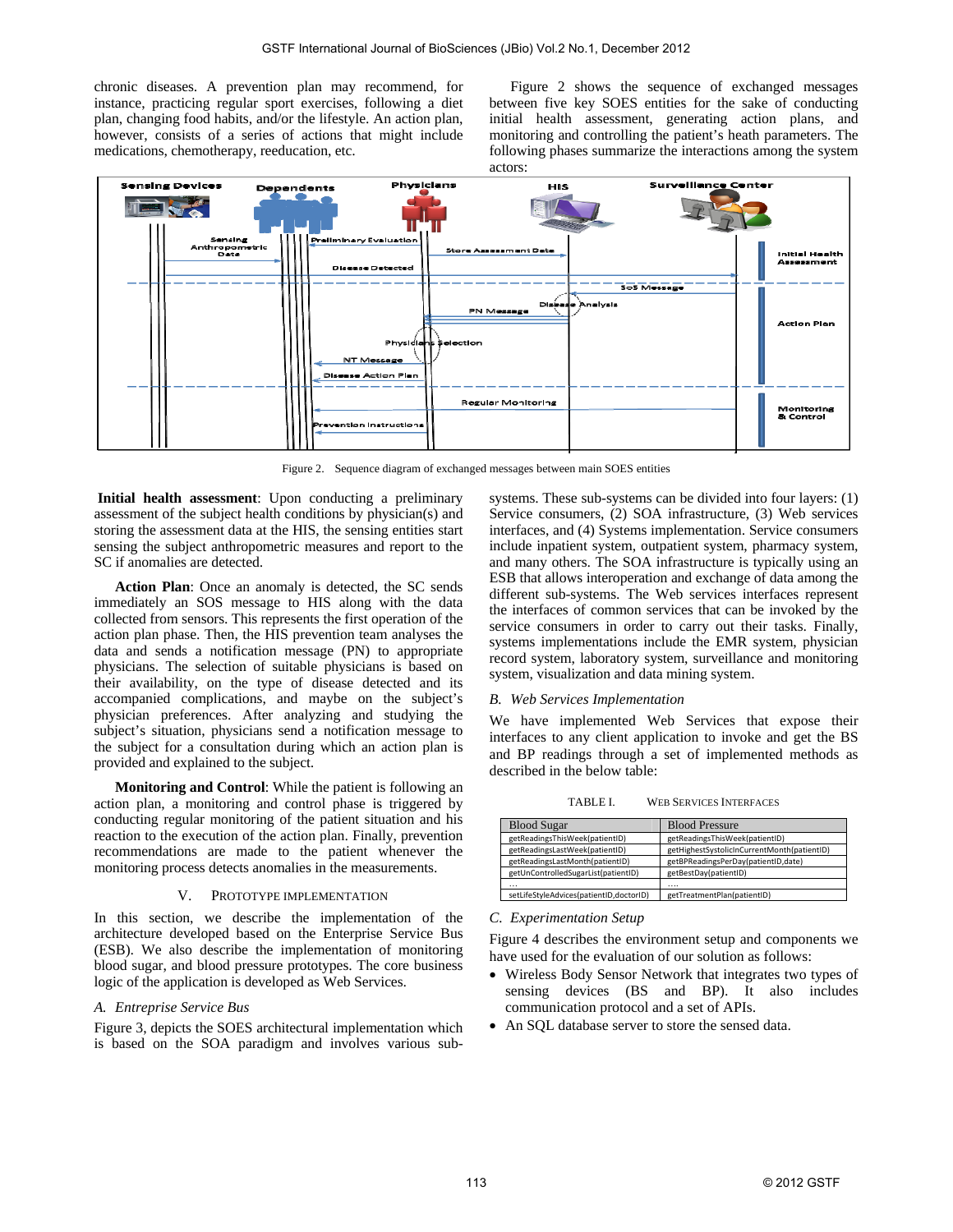chronic diseases. A prevention plan may recommend, for instance, practicing regular sport exercises, following a diet plan, changing food habits, and/or the lifestyle. An action plan, however, consists of a series of actions that might include medications, chemotherapy, reeducation, etc.

Figure 2 shows the sequence of exchanged messages between five key SOES entities for the sake of conducting initial health assessment, generating action plans, and monitoring and controlling the patient's heath parameters. The following phases summarize the interactions among the system actors:

Figure 2. Sequence diagram of exchanged messages between main SOES entities

**Initial health assessment**: Upon conducting a preliminary assessment of the subject health conditions by physician(s) and storing the assessment data at the HIS, the sensing entities start sensing the subject anthropometric measures and report to the SC if anomalies are detected.

**Action Plan**: Once an anomaly is detected, the SC sends immediately an SOS message to HIS along with the data collected from sensors. This represents the first operation of the action plan phase. Then, the HIS prevention team analyses the data and sends a notification message (PN) to appropriate physicians. The selection of suitable physicians is based on their availability, on the type of disease detected and its accompanied complications, and maybe on the subject's physician preferences. After analyzing and studying the subject's situation, physicians send a notification message to the subject for a consultation during which an action plan is provided and explained to the subject.

**Monitoring and Control**: While the patient is following an action plan, a monitoring and control phase is triggered by conducting regular monitoring of the patient situation and his reaction to the execution of the action plan. Finally, prevention recommendations are made to the patient whenever the monitoring process detects anomalies in the measurements.

## V. Prototype Implementation

In this section, we describe the implementation of the architecture developed based on the Enterprise Service Bus (ESB). We also describe the implementation of monitoring blood sugar, and blood pressure prototypes. The core business logic of the application is developed as Web Services.

### *A. Entreprise Service Bus*

Figure 3, depicts the SOES architectural implementation which is based on the SOA paradigm and involves various sub-systems. These sub-systems can be divided into four layers: (1) Service consumers, (2) SOA infrastructure, (3) Web services interfaces, and (4) Systems implementation. Service consumers include inpatient system, outpatient system, pharmacy system, and many others. The SOA infrastructure is typically using an ESB that allows interoperation and exchange of data among the different sub-systems. The Web services interfaces represent the interfaces of common services that can be invoked by the service consumers in order to carry out their tasks. Finally, systems implementations include the EMR system, physician record system, laboratory system, surveillance and monitoring system, visualization and data mining system.

### *B. Web Services Implementation*

We have implemented Web Services that expose their interfaces to any client application to invoke and get the BS and BP readings through a set of implemented methods as described in the below table:

TABLE I. Web Services Interfaces

| Blood Sugar | Blood Pressure |
|---|---|
| getReadingsThisWeek(patientID) | getReadingsThisWeek(patientID) |
| getReadingsLastWeek(patientID) | getHighestSystolicInCurrentMonth(patientID) |
| getReadingsLastMonth(patientID) | getBPReadingsPerDay(patientID,date) |
| getUnControlledSugarList(patientID) | getBestDay(patientID) |
| … | … |
| setLifeStyleAdvices(patientID,doctorID) | getTreatmentPlan(patientID) |

### *C. Experimentation Setup*

Figure 4 describes the environment setup and components we have used for the evaluation of our solution as follows:

- Wireless Body Sensor Network that integrates two types of sensing devices (BS and BP). It also includes communication protocol and a set of APIs.
- An SQL database server to store the sensed data.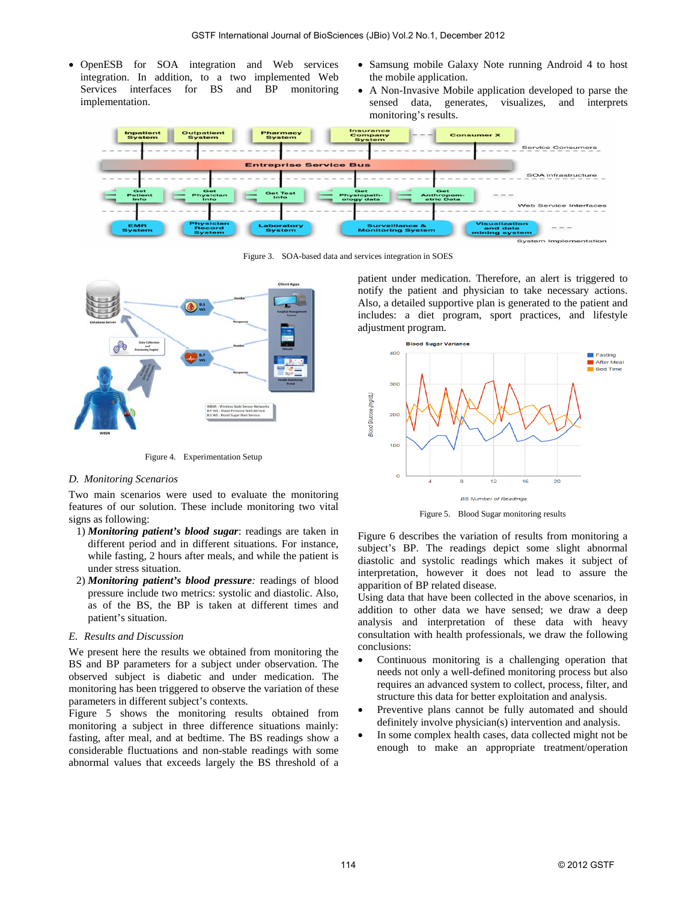- OpenESB for SOA integration and Web services integration. In addition, to a two implemented Web Services interfaces for BS and BP monitoring implementation.
- Samsung mobile Galaxy Note running Android 4 to host the mobile application.
- A Non-Invasive Mobile application developed to parse the sensed data, generates, visualizes, and interprets monitoring's results.

Figure 3. SOA-based data and services integration in SOES

Figure 4. Experimentation Setup

### D. Monitoring Scenarios

Two main scenarios were used to evaluate the monitoring features of our solution. These include monitoring two vital signs as following:

1) ***Monitoring patient's blood sugar***: readings are taken in different period and in different situations. For instance, while fasting, 2 hours after meals, and while the patient is under stress situation.
2) ***Monitoring patient's blood pressure:*** readings of blood pressure include two metrics: systolic and diastolic. Also, as of the BS, the BP is taken at different times and patient's situation.

### E. Results and Discussion

We present here the results we obtained from monitoring the BS and BP parameters for a subject under observation. The observed subject is diabetic and under medication. The monitoring has been triggered to observe the variation of these parameters in different subject's contexts.

Figure 5 shows the monitoring results obtained from monitoring a subject in three difference situations mainly: fasting, after meal, and at bedtime. The BS readings show a considerable fluctuations and non-stable readings with some abnormal values that exceeds largely the BS threshold of a patient under medication. Therefore, an alert is triggered to notify the patient and physician to take necessary actions. Also, a detailed supportive plan is generated to the patient and includes: a diet program, sport practices, and lifestyle adjustment program.

Figure 5. Blood Sugar monitoring results

Figure 6 describes the variation of results from monitoring a subject's BP. The readings depict some slight abnormal diastolic and systolic readings which makes it subject of interpretation, however it does not lead to assure the apparition of BP related disease.

Using data that have been collected in the above scenarios, in addition to other data we have sensed; we draw a deep analysis and interpretation of these data with heavy consultation with health professionals, we draw the following conclusions:

- Continuous monitoring is a challenging operation that needs not only a well-defined monitoring process but also requires an advanced system to collect, process, filter, and structure this data for better exploitation and analysis.
- Preventive plans cannot be fully automated and should definitely involve physician(s) intervention and analysis.
- In some complex health cases, data collected might not be enough to make an appropriate treatment/operation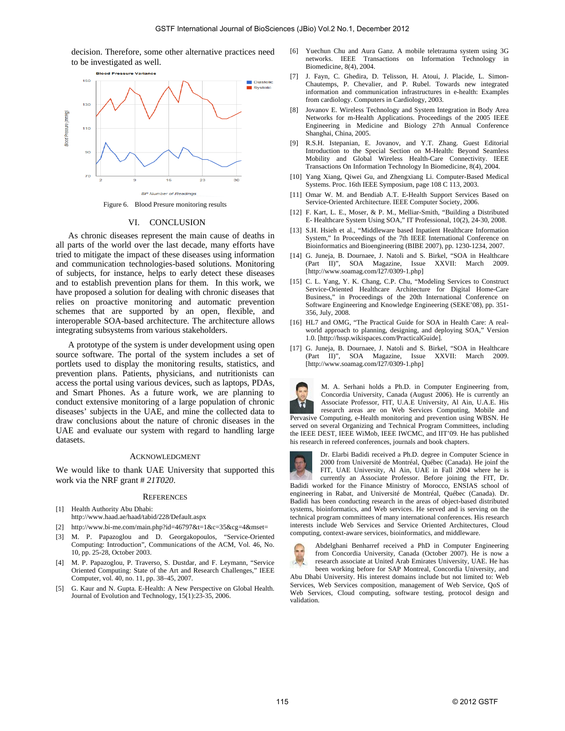decision. Therefore, some other alternative practices need to be investigated as well.

Blood Pressure Variance

150
130
110
90
70

Blood Pressure (mmHg)

2
9
16
23
30

BP Number of Readings

Diastolic
Systolic

Figure 6. Blood Presure monitoring results

## VI. CONCLUSION

As chronic diseases represent the main cause of deaths in all parts of the world over the last decade, many efforts have tried to mitigate the impact of these diseases using information and communication technologies-based solutions. Monitoring of subjects, for instance, helps to early detect these diseases and to establish prevention plans for them. In this work, we have proposed a solution for dealing with chronic diseases that relies on proactive monitoring and automatic prevention schemes that are supported by an open, flexible, and interoperable SOA-based architecture. The architecture allows integrating subsystems from various stakeholders.

A prototype of the system is under development using open source software. The portal of the system includes a set of portlets used to display the monitoring results, statistics, and prevention plans. Patients, physicians, and nutritionists can access the portal using various devices, such as laptops, PDAs, and Smart Phones. As a future work, we are planning to conduct extensive monitoring of a large population of chronic diseases' subjects in the UAE, and mine the collected data to draw conclusions about the nature of chronic diseases in the UAE and evaluate our system with regard to handling large datasets.

## ACKNOWLEDGMENT

We would like to thank UAE University that supported this work via the NRF grant # *21T020*.

## REFERENCES

[1] Health Authority Abu Dhabi: http://www.haad.ae/haad/tabid/228/Default.aspx

[2] http://www.bi-me.com/main.php?id=46797&t=1&c=35&cg=4&mset=

[3] M. P. Papazoglou and D. Georgakopoulos, "Service-Oriented Computing: Introduction", Communications of the ACM, Vol. 46, No. 10, pp. 25-28, October 2003.

[4] M. P. Papazoglou, P. Traverso, S. Dustdar, and F. Leymann, "Service Oriented Computing: State of the Art and Research Challenges," IEEE Computer, vol. 40, no. 11, pp. 38–45, 2007.

[5] G. Kaur and N. Gupta. E-Health: A New Perspective on Global Health. Journal of Evolution and Technology, 15(1):23-35, 2006.

[6] Yuechun Chu and Aura Ganz. A mobile teletrauma system using 3G networks. IEEE Transactions on Information Technology in Biomedicine, 8(4), 2004.

[7] J. Fayn, C. Ghedira, D. Telisson, H. Atoui, J. Placide, L. Simon-Chautemps, P. Chevalier, and P. Rubel. Towards new integrated information and communication infrastructures in e-health: Examples from cardiology. Computers in Cardiology, 2003.

[8] Jovanov E. Wireless Technology and System Integration in Body Area Networks for m-Health Applications. Proceedings of the 2005 IEEE Engineering in Medicine and Biology 27th Annual Conference Shanghai, China, 2005.

[9] R.S.H. Istepanian, E. Jovanov, and Y.T. Zhang. Guest Editorial Introduction to the Special Section on M-Health: Beyond Seamless Mobility and Global Wireless Health-Care Connectivity. IEEE Transactions On Information Technology In Biomedicine, 8(4), 2004.

[10] Yang Xiang, Qiwei Gu, and Zhengxiang Li. Computer-Based Medical Systems. Proc. 16th IEEE Symposium, page 108 C 113, 2003.

[11] Omar W. M. and Bendiab A.T. E-Health Support Services Based on Service-Oriented Architecture. IEEE Computer Society, 2006.

[12] F. Kart, L. E., Moser, & P. M., Melliar-Smith, "Building a Distributed E- Healthcare System Using SOA," IT Professional, 10(2), 24-30, 2008.

[13] S.H. Hsieh et al., "Middleware based Inpatient Healthcare Information System," In Proceedings of the 7th IEEE International Conference on Bioinformatics and Bioengineering (BIBE 2007), pp. 1230-1234, 2007.

[14] G. Juneja, B. Dournaee, J. Natoli and S. Birkel, "SOA in Healthcare (Part II)", SOA Magazine, Issue XXVII: March 2009. [http://www.soamag.com/I27/0309-1.php]

[15] C. L. Yang, Y. K. Chang, C.P. Chu, "Modeling Services to Construct Service-Oriented Healthcare Architecture for Digital Home-Care Business," in Proceedings of the 20th International Conference on Software Engineering and Knowledge Engineering (SEKE'08), pp. 351-356, July, 2008.

[16] HL7 and OMG, "The Practical Guide for SOA in Health Care: A real-world approach to planning, designing, and deploying SOA," Version 1.0. [http://hssp.wikispaces.com/PracticalGuide].

[17] G. Juneja, B. Dournaee, J. Natoli and S. Birkel, "SOA in Healthcare (Part II)", SOA Magazine, Issue XXVII: March 2009. [http://www.soamag.com/I27/0309-1.php]

M. A. Serhani holds a Ph.D. in Computer Engineering from, Concordia University, Canada (August 2006). He is currently an Associate Professor, FIT, U.A.E University, Al Ain, U.A.E. His research areas are on Web Services Computing, Mobile and Pervasive Computing, e-Health monitoring and prevention using WBSN. He served on several Organizing and Technical Program Committees, including the IEEE DEST, IEEE WiMob, IEEE IWCMC, and IIT'09. He has published his research in refereed conferences, journals and book chapters.

Dr. Elarbi Badidi received a Ph.D. degree in Computer Science in 2000 from Université de Montréal, Québec (Canada). He joinf the FIT, UAE University, Al Ain, UAE in Fall 2004 where he is currently an Associate Professor. Before joining the FIT, Dr. Badidi worked for the Finance Ministry of Morocco, ENSIAS school of engineering in Rabat, and Université de Montréal, Québec (Canada). Dr. Badidi has been conducting research in the areas of object-based distributed systems, bioinformatics, and Web services. He served and is serving on the technical program committees of many international conferences. His research interests include Web Services and Service Oriented Architectures, Cloud computing, context-aware services, bioinformatics, and middleware.

Abdelghani Benharref received a PhD in Computer Engineering from Concordia University, Canada (October 2007). He is now a research associate at United Arab Emirates University, UAE. He has been working before for SAP Montreal, Concordia University, and Abu Dhabi University. His interest domains include but not limited to: Web Services, Web Services composition, management of Web Service, QoS of Web Services, Cloud computing, software testing, protocol design and validation.